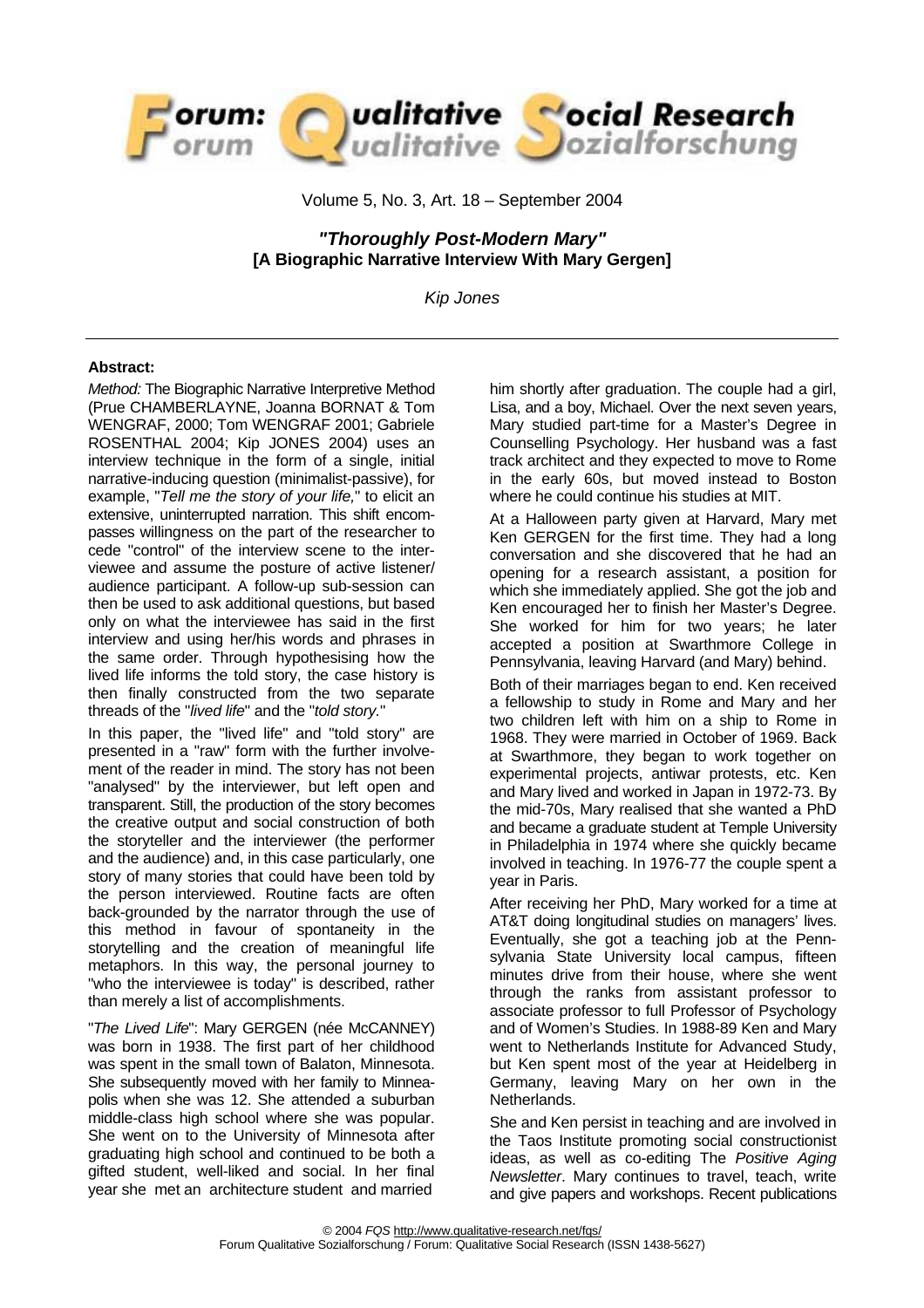Volume 5, No. 3, Art. 18 – September 2004

# *"Thoroughly Post-Modern Mary"* [A Biographic Narrative Interview With Mary Gergen]

*Kip Jones*

**Abstract:**

*Method:* The Biographic Narrative Interpretive Method (Prue CHAMBERLAYNE, Joanna BORNAT & Tom WENGRAF, 2000; Tom WENGRAF 2001; Gabriele ROSENTHAL 2004; Kip JONES 2004) uses an interview technique in the form of a single, initial narrative-inducing question (minimalist-passive), for example, "*Tell me the story of your life,*" to elicit an extensive, uninterrupted narration. This shift encompasses willingness on the part of the researcher to cede "control" of the interview scene to the interviewee and assume the posture of active listener/ audience participant. A follow-up sub-session can then be used to ask additional questions, but based only on what the interviewee has said in the first interview and using her/his words and phrases in the same order. Through hypothesising how the lived life informs the told story, the case history is then finally constructed from the two separate threads of the "*lived life*" and the "*told story.*"

In this paper, the "lived life" and "told story" are presented in a "raw" form with the further involvement of the reader in mind. The story has not been "analysed" by the interviewer, but left open and transparent. Still, the production of the story becomes the creative output and social construction of both the storyteller and the interviewer (the performer and the audience) and, in this case particularly, one story of many stories that could have been told by the person interviewed. Routine facts are often back-grounded by the narrator through the use of this method in favour of spontaneity in the storytelling and the creation of meaningful life metaphors. In this way, the personal journey to "who the interviewee is today" is described, rather than merely a list of accomplishments.

"*The Lived Life*": Mary GERGEN (née McCANNEY) was born in 1938. The first part of her childhood was spent in the small town of Balaton, Minnesota. She subsequently moved with her family to Minneapolis when she was 12. She attended a suburban middle-class high school where she was popular. She went on to the University of Minnesota after graduating high school and continued to be both a gifted student, well-liked and social. In her final year she met an architecture student and married him shortly after graduation. The couple had a girl, Lisa, and a boy, Michael. Over the next seven years, Mary studied part-time for a Master's Degree in Counselling Psychology. Her husband was a fast track architect and they expected to move to Rome in the early 60s, but moved instead to Boston where he could continue his studies at MIT.

At a Halloween party given at Harvard, Mary met Ken GERGEN for the first time. They had a long conversation and she discovered that he had an opening for a research assistant, a position for which she immediately applied. She got the job and Ken encouraged her to finish her Master's Degree. She worked for him for two years; he later accepted a position at Swarthmore College in Pennsylvania, leaving Harvard (and Mary) behind.

Both of their marriages began to end. Ken received a fellowship to study in Rome and Mary and her two children left with him on a ship to Rome in 1968. They were married in October of 1969. Back at Swarthmore, they began to work together on experimental projects, antiwar protests, etc. Ken and Mary lived and worked in Japan in 1972-73. By the mid-70s, Mary realised that she wanted a PhD and became a graduate student at Temple University in Philadelphia in 1974 where she quickly became involved in teaching. In 1976-77 the couple spent a year in Paris.

After receiving her PhD, Mary worked for a time at AT&T doing longitudinal studies on managers' lives. Eventually, she got a teaching job at the Pennsylvania State University local campus, fifteen minutes drive from their house, where she went through the ranks from assistant professor to associate professor to full Professor of Psychology and of Women's Studies. In 1988-89 Ken and Mary went to Netherlands Institute for Advanced Study, but Ken spent most of the year at Heidelberg in Germany, leaving Mary on her own in the Netherlands.

She and Ken persist in teaching and are involved in the Taos Institute promoting social constructionist ideas, as well as co-editing The *Positive Aging Newsletter*. Mary continues to travel, teach, write and give papers and workshops. Recent publications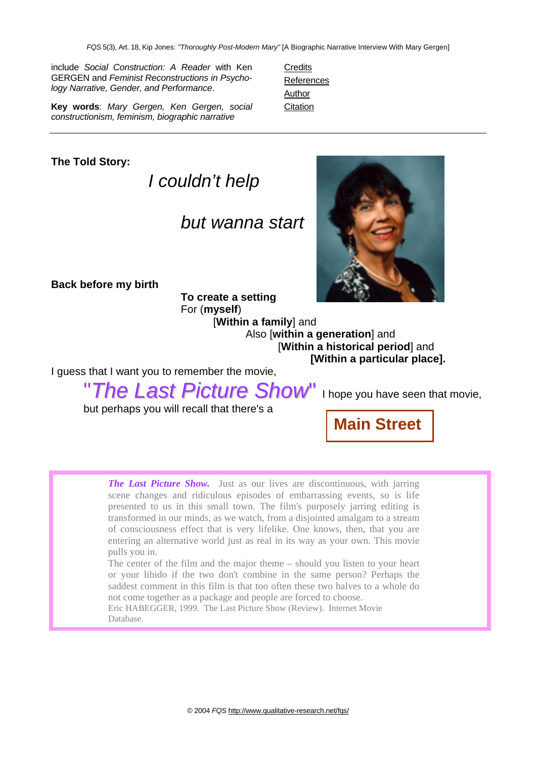include *Social Construction: A Reader* with Ken GERGEN and *Feminist Reconstructions in Psychology Narrative, Gender, and Performance*.

**Key words**: *Mary Gergen, Ken Gergen, social constructionism, feminism, biographic narrative*

Credits
References
Author
Citation

---

**The Told Story:**

*I couldn't help*

*but wanna start*

**Back before my birth**

**To create a setting**
For (**myself**)
[**Within a family**] and
Also [**within a generation**] and
[**Within a historical period**] and
**[Within a particular place].**

I guess that I want you to remember the movie,

*"The Last Picture Show"* I hope you have seen that movie,

but perhaps you will recall that there's a

**Main Street**

> ***The Last Picture Show.*** Just as our lives are discontinuous, with jarring scene changes and ridiculous episodes of embarrassing events, so is life presented to us in this small town. The film's purposely jarring editing is transformed in our minds, as we watch, from a disjointed amalgam to a stream of consciousness effect that is very lifelike. One knows, then, that you are entering an alternative world just as real in its way as your own. This movie pulls you in.
>
> The center of the film and the major theme – should you listen to your heart or your libido if the two don't combine in the same person? Perhaps the saddest comment in this film is that too often these two halves to a whole do not come together as a package and people are forced to choose.
>
> Eric HABEGGER, 1999. The Last Picture Show (Review). Internet Movie Database.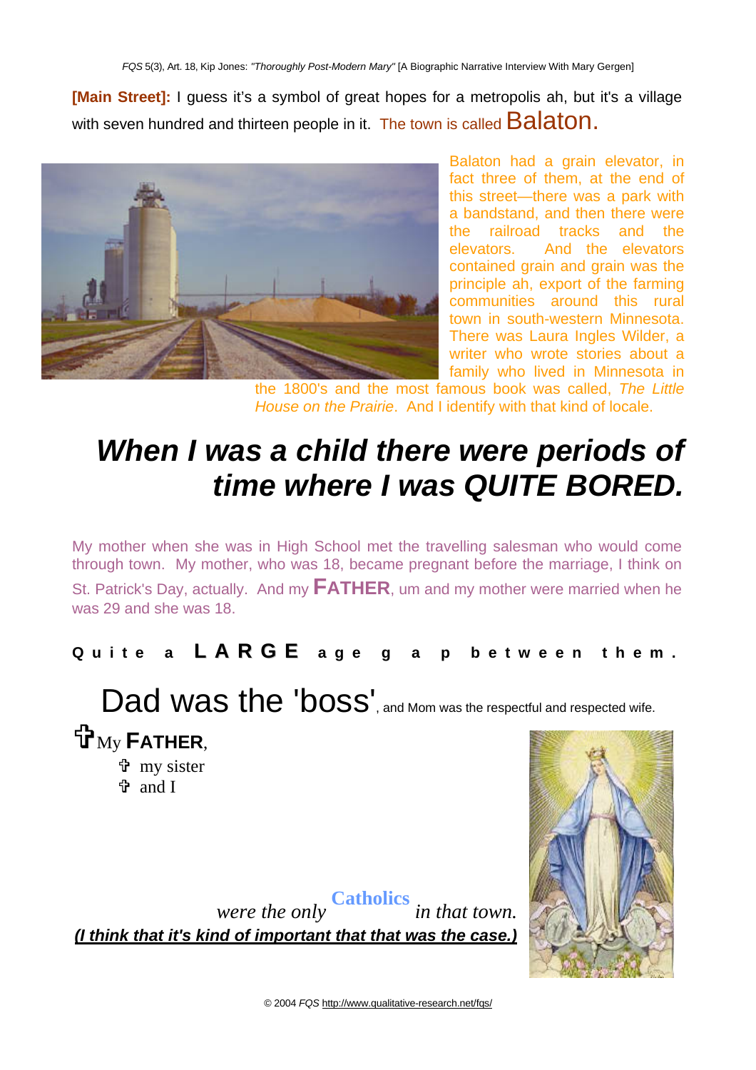**[Main Street]:** I guess it's a symbol of great hopes for a metropolis ah, but it's a village with seven hundred and thirteen people in it. The town is called Balaton.

Balaton had a grain elevator, in fact three of them, at the end of this street—there was a park with a bandstand, and then there were the railroad tracks and the elevators. And the elevators contained grain and grain was the principle ah, export of the farming communities around this rural town in south-western Minnesota. There was Laura Ingles Wilder, a writer who wrote stories about a family who lived in Minnesota in the 1800's and the most famous book was called, *The Little House on the Prairie*. And I identify with that kind of locale.

## *When I was a child there were periods of time where I was QUITE BORED.*

My mother when she was in High School met the travelling salesman who would come through town. My mother, who was 18, became pregnant before the marriage, I think on St. Patrick's Day, actually. And my **FATHER**, um and my mother were married when he was 29 and she was 18.

**Quite a LARGE age gap between them.**

Dad was the 'boss', and Mom was the respectful and respected wife.

✞ My **FATHER**,

- ✞ my sister
- ✞ and I

*were the only* **Catholics** *in that town.*

***(I think that it's kind of important that that was the case.)***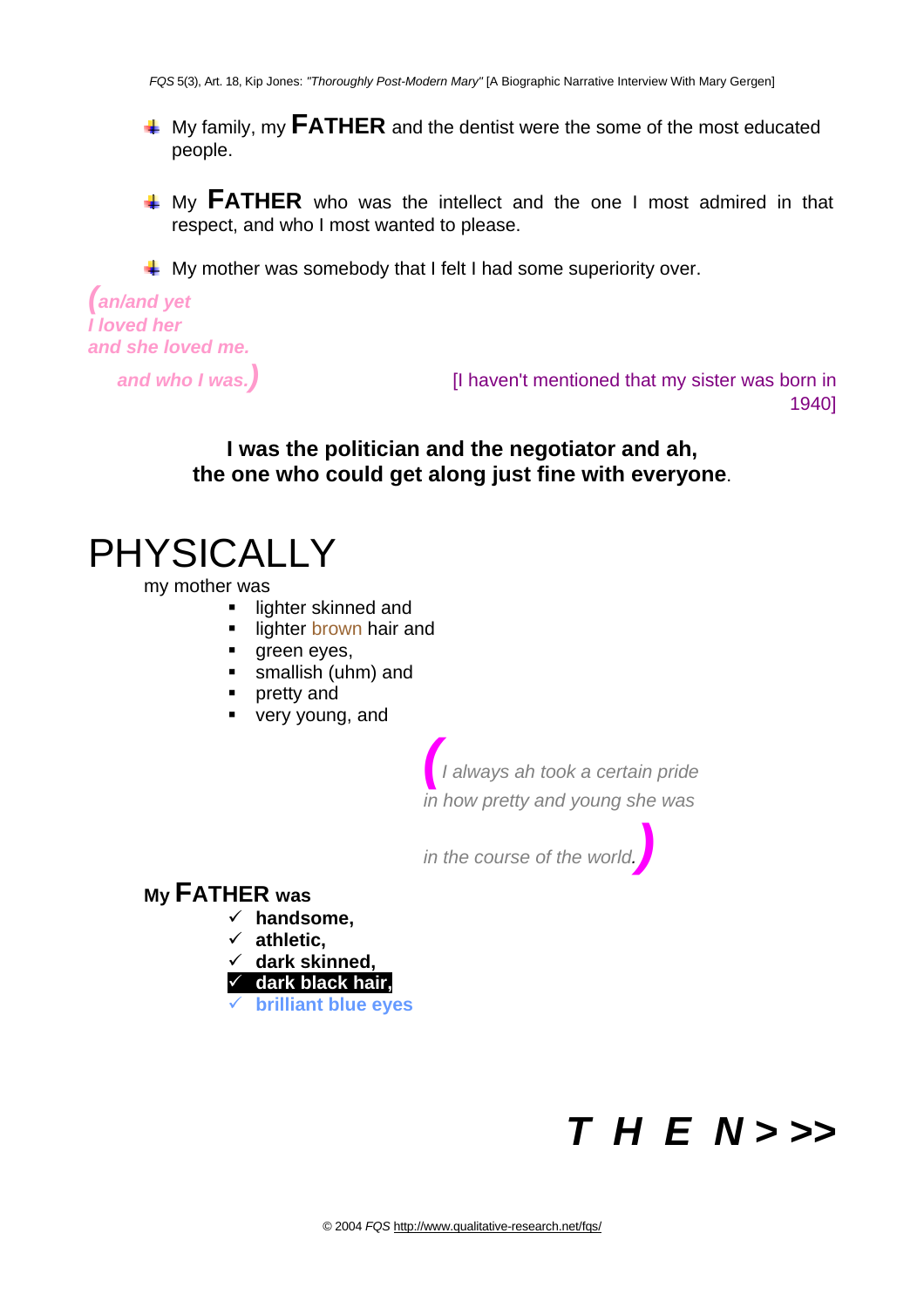- My family, my **FATHER** and the dentist were the some of the most educated people.

- My **FATHER** who was the intellect and the one I most admired in that respect, and who I most wanted to please.

- My mother was somebody that I felt I had some superiority over.

*(an/and yet*
*I loved her*
*and she loved me.*

*and who I was.)*

[I haven't mentioned that my sister was born in 1940]

**I was the politician and the negotiator and ah,**
**the one who could get along just fine with everyone**.

# PHYSICALLY

my mother was

- lighter skinned and
- lighter brown hair and
- green eyes,
- smallish (uhm) and
- pretty and
- very young, and

*(I always ah took a certain pride*
*in how pretty and young she was*

*in the course of the world.)*

**My FATHER was**

- ✓ **handsome,**
- ✓ **athletic,**
- ✓ **dark skinned,**
- ✓ **dark black hair,**
- ✓ **brilliant blue eyes**

***T H E N > >>***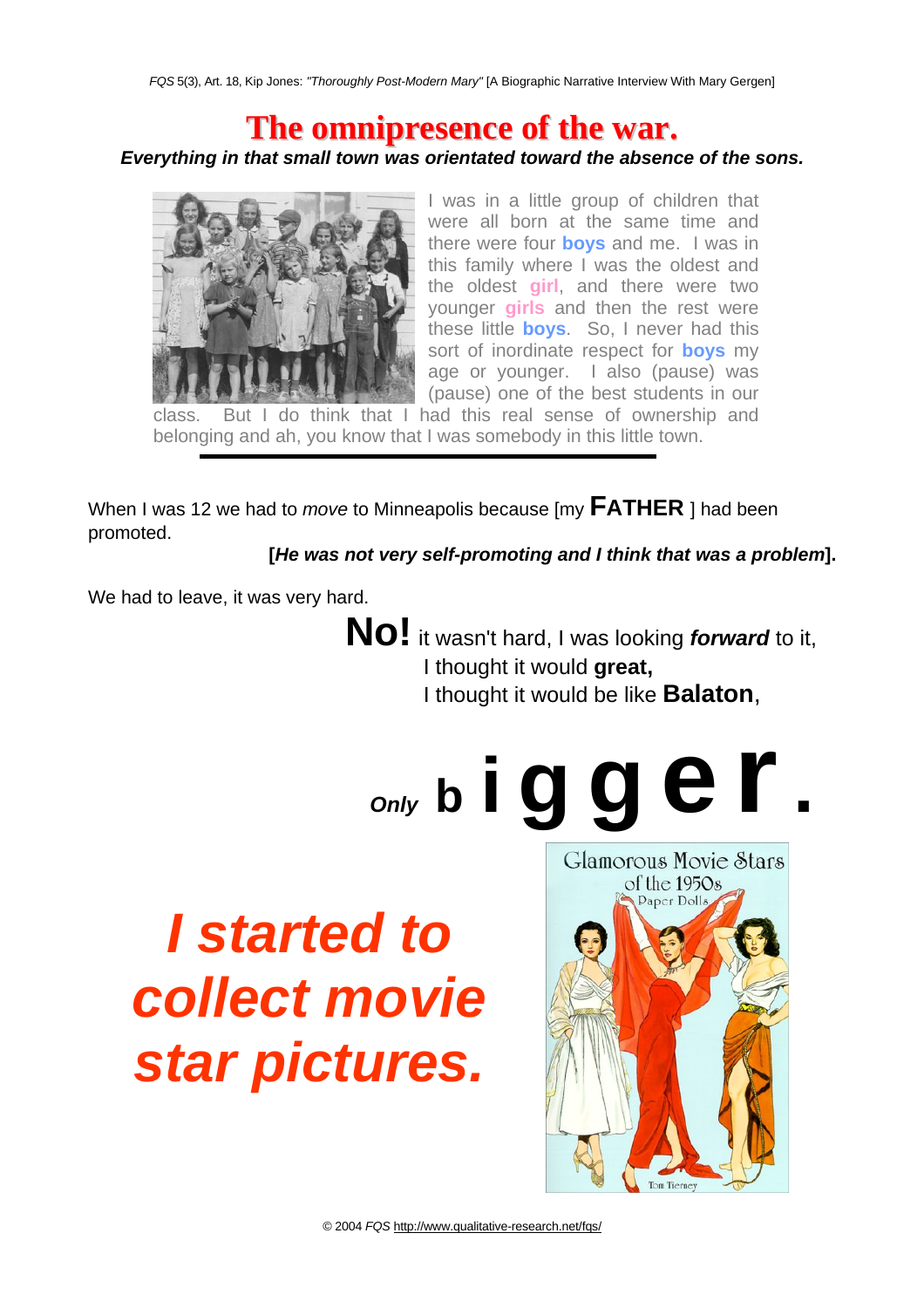## The omnipresence of the war.

***Everything in that small town was orientated toward the absence of the sons.***

I was in a little group of children that were all born at the same time and there were four **boys** and me. I was in this family where I was the oldest and the oldest **girl**, and there were two younger **girls** and then the rest were these little **boys**. So, I never had this sort of inordinate respect for **boys** my age or younger. I also (pause) was (pause) one of the best students in our class. But I do think that I had this real sense of ownership and belonging and ah, you know that I was somebody in this little town.

---

When I was 12 we had to *move* to Minneapolis because [my **FATHER** ] had been promoted.

**[*He was not very self-promoting and I think that was a problem*].**

We had to leave, it was very hard.

**No!** it wasn't hard, I was looking ***forward*** to it,
I thought it would **great,**
I thought it would be like **Balaton**,

***Only*** **bigger.**

***I started to collect movie star pictures.***

Glamorous Movie Stars of the 1950s Paper Dolls

Tom Tierney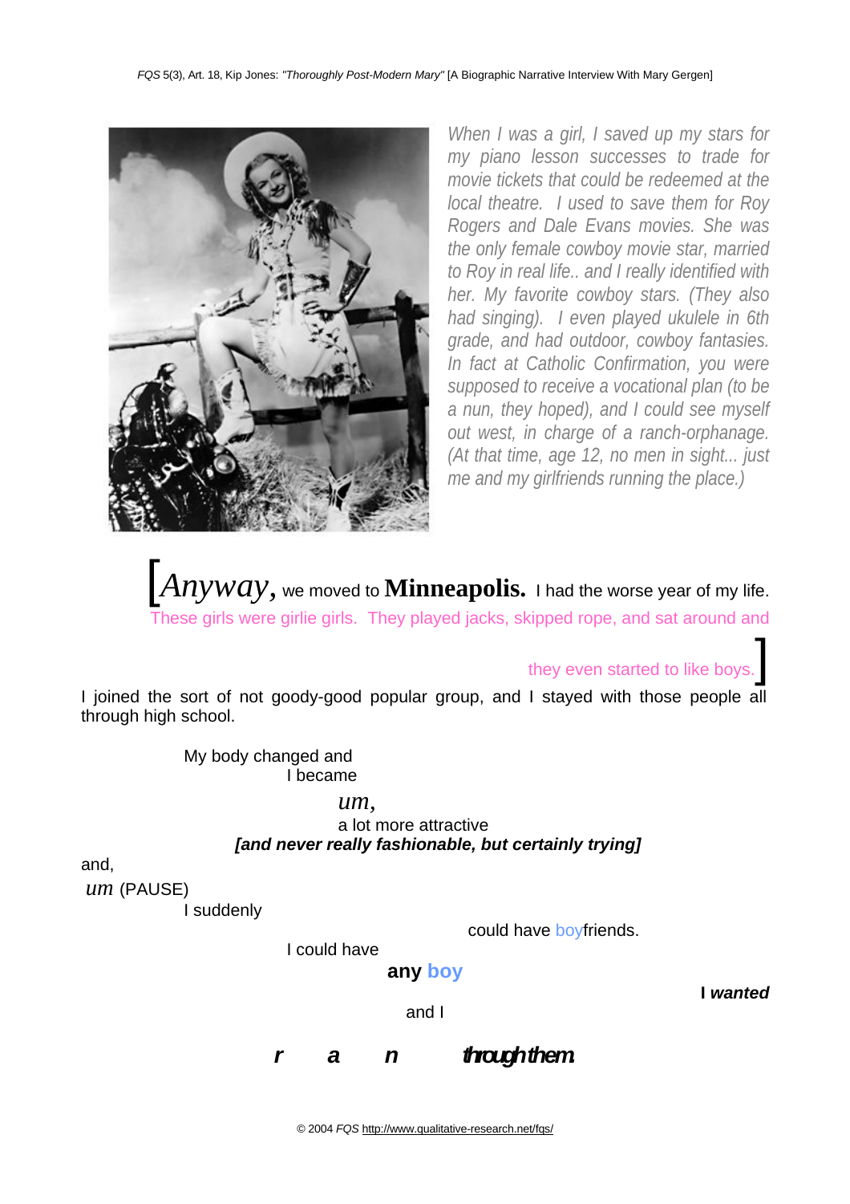*When I was a girl, I saved up my stars for my piano lesson successes to trade for movie tickets that could be redeemed at the local theatre. I used to save them for Roy Rogers and Dale Evans movies. She was the only female cowboy movie star, married to Roy in real life.. and I really identified with her. My favorite cowboy stars. (They also had singing). I even played ukulele in 6th grade, and had outdoor, cowboy fantasies. In fact at Catholic Confirmation, you were supposed to receive a vocational plan (to be a nun, they hoped), and I could see myself out west, in charge of a ranch-orphanage. (At that time, age 12, no men in sight... just me and my girlfriends running the place.)*

[*Anyway,* we moved to **Minneapolis.** I had the worse year of my life. These girls were girlie girls. They played jacks, skipped rope, and sat around and

they even started to like boys.]

I joined the sort of not goody-good popular group, and I stayed with those people all through high school.

My body changed and
I became
*um,*
a lot more attractive
***[and never really fashionable, but certainly trying]***

and,
*um* (PAUSE)
I suddenly
could have boyfriends.
I could have
**any boy**
**I *wanted***
and I

***r a n through them.***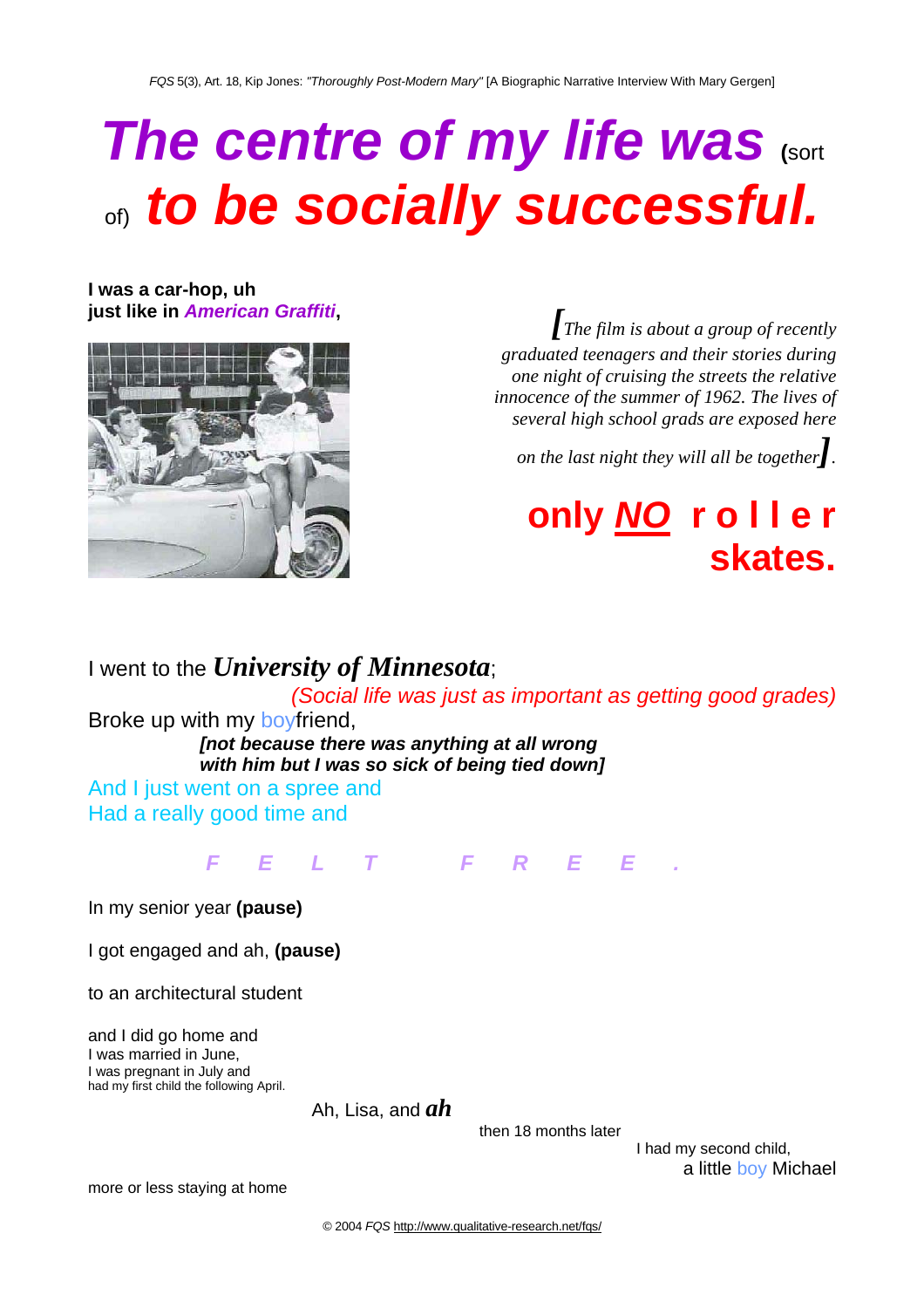# *The centre of my life was* (sort of) *to be socially successful.*

**I was a car-hop, uh**
**just like in *American Graffiti*,**

*[The film is about a group of recently graduated teenagers and their stories during one night of cruising the streets the relative innocence of the summer of 1962. The lives of several high school grads are exposed here on the last night they will all be together].*

**only <u>*NO*</u> r o l l e r skates.**

I went to the ***University of Minnesota***;

*(Social life was just as important as getting good grades)*

Broke up with my boyfriend,

***[not because there was anything at all wrong with him but I was so sick of being tied down]***

And I just went on a spree and
Had a really good time and

***F E L T   F R E E .***

In my senior year **(pause)**

I got engaged and ah, **(pause)**

to an architectural student

and I did go home and
I was married in June,
I was pregnant in July and
had my first child the following April.

Ah, Lisa, and ***ah***

then 18 months later

I had my second child,
a little boy Michael

more or less staying at home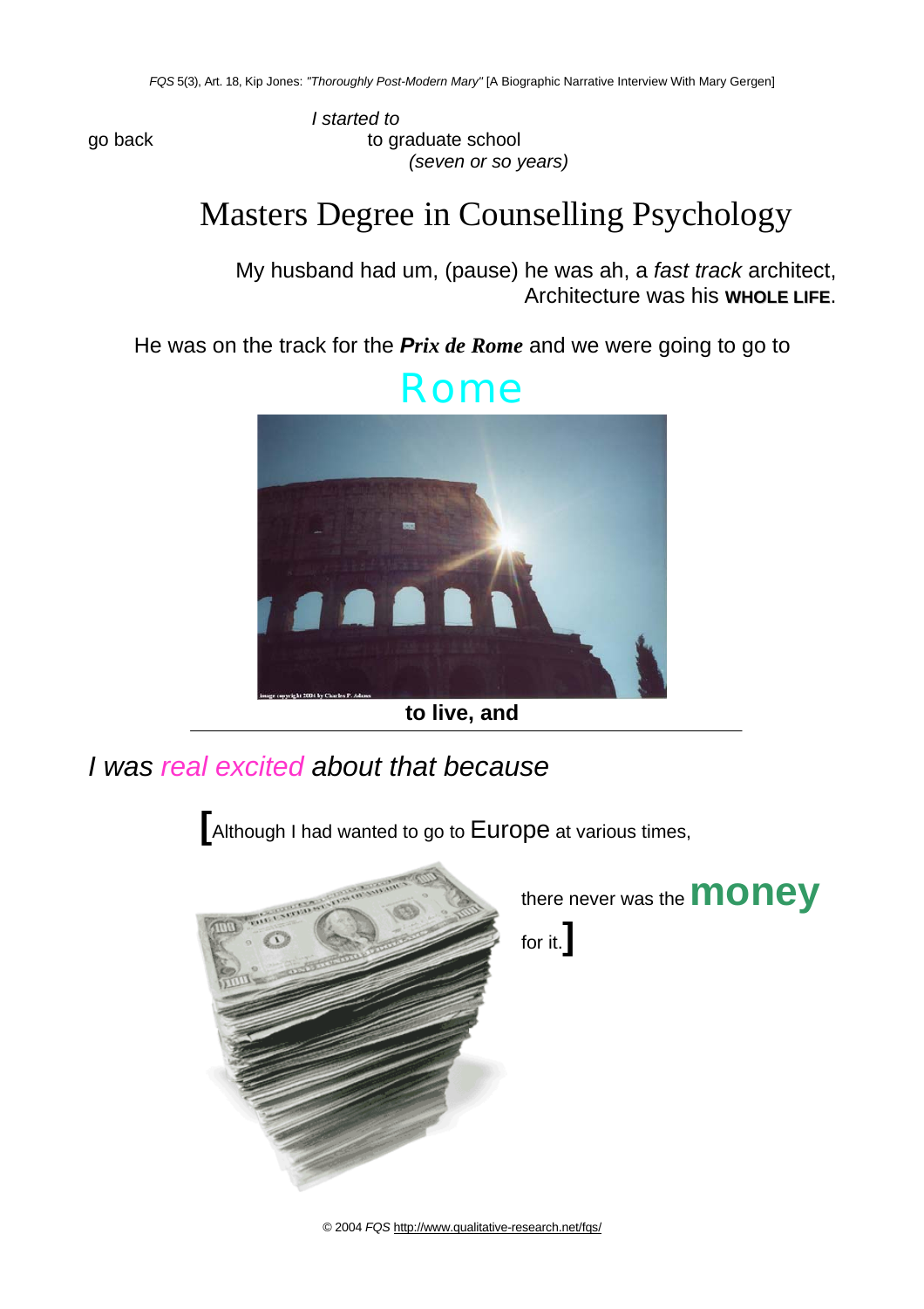*I started to*

go back to graduate school *(seven or so years)*

Masters Degree in Counselling Psychology

My husband had um, (pause) he was ah, a *fast track* architect, Architecture was his **WHOLE LIFE**.

He was on the track for the ***Prix de Rome*** and we were going to go to

Rome

**to live, and**

*I was real excited about that because*

[Although I had wanted to go to Europe at various times,

there never was the **money** for it.]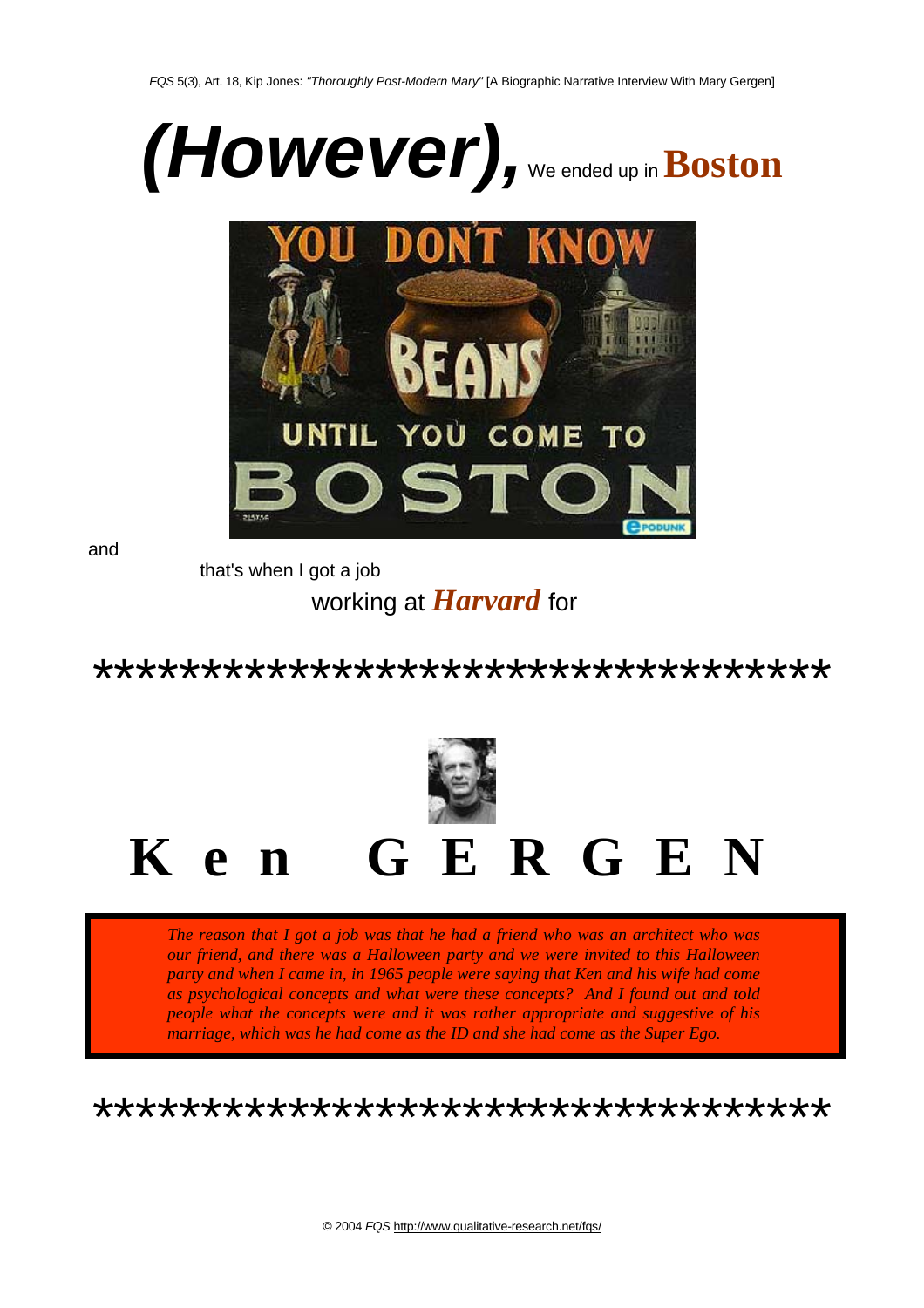# ***(However),*** We ended up in **Boston**

and

that's when I got a job

working at ***Harvard*** for

***********************************

# **K e n  G E R G E N**

*The reason that I got a job was that he had a friend who was an architect who was our friend, and there was a Halloween party and we were invited to this Halloween party and when I came in, in 1965 people were saying that Ken and his wife had come as psychological concepts and what were these concepts? And I found out and told people what the concepts were and it was rather appropriate and suggestive of his marriage, which was he had come as the ID and she had come as the Super Ego.*

***********************************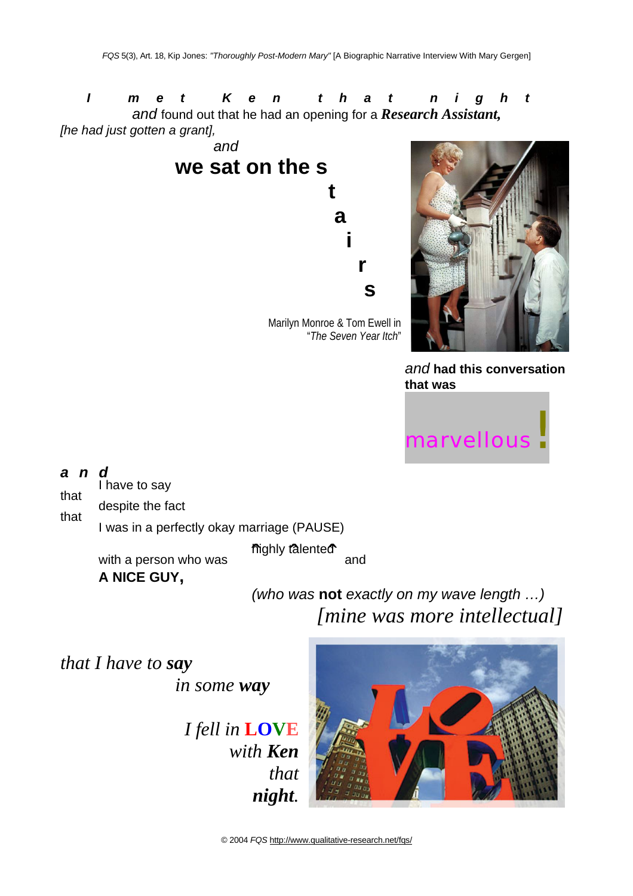***I met Ken that night***

*and* found out that he had an opening for a ***Research Assistant,***

*[he had just gotten a grant],*

*and*

**we sat on the stairs**

Marilyn Monroe & Tom Ewell in "*The Seven Year Itch*"

*and* **had this conversation that was**

marvellous!

***and***

that I have to say

that despite the fact

I was in a perfectly okay marriage (PAUSE)

with a person who was highly talented and

**A NICE GUY,**

*(who was* **not** *exactly on my wave length …)*

*[mine was more intellectual]*

*that I have to **say***

*in some **way***

*I fell in* **LOVE**

*with **Ken***

*that*

***night.***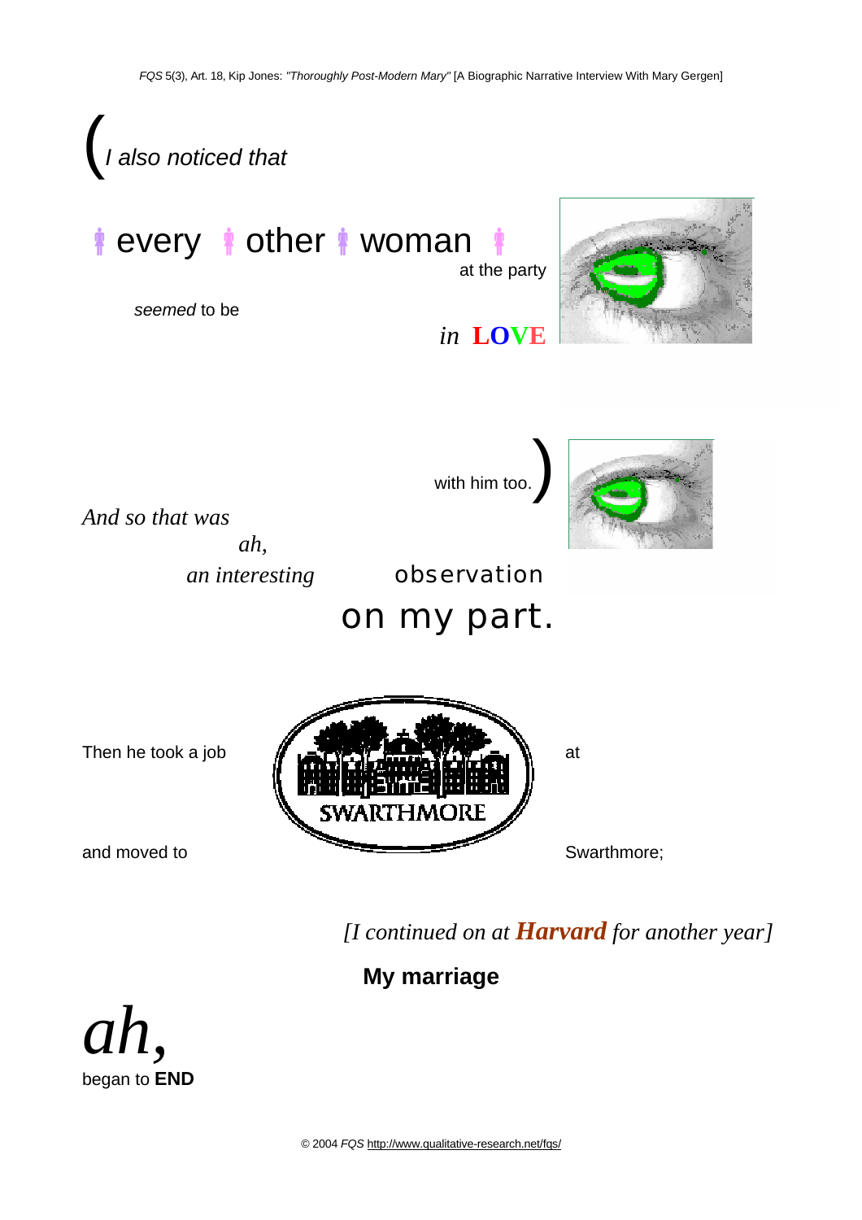(*I also noticed that*

every other woman at the party

*seemed* to be

*in* **LOVE**

with him too.)

*And so that was*

*ah,*

*an interesting* observation

on my part.

Then he took a job at

and moved to Swarthmore;

*[I continued on at* ***Harvard*** *for another year]*

**My marriage**

*ah,*

began to **END**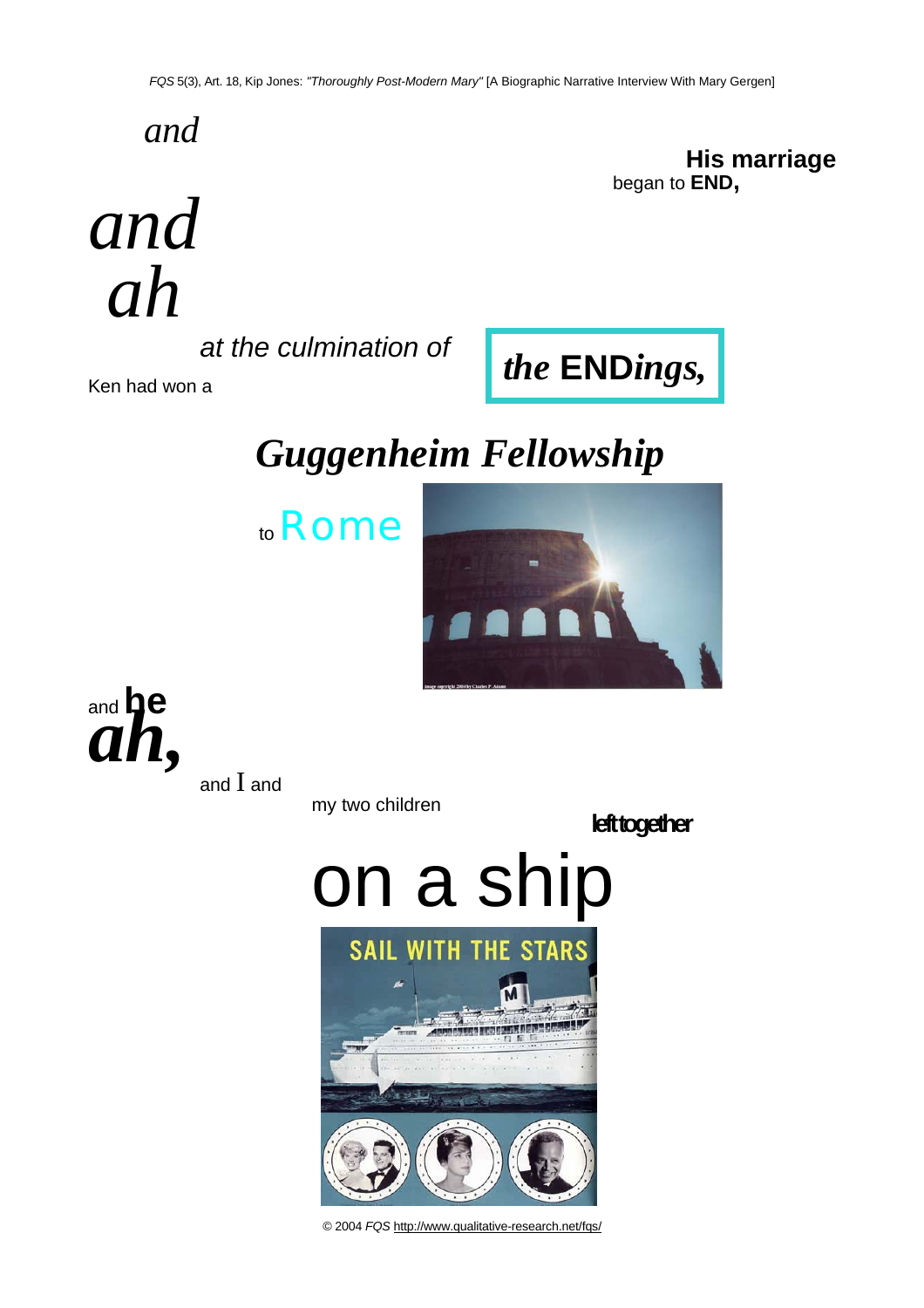*and*

**His marriage**
began to **END,**

*and*
*ah*

*at the culmination of*

***the* END*ings,***

Ken had won a

***Guggenheim Fellowship***

to Rome

and **he**
***ah,***

and I and

my two children

**left together**

on a ship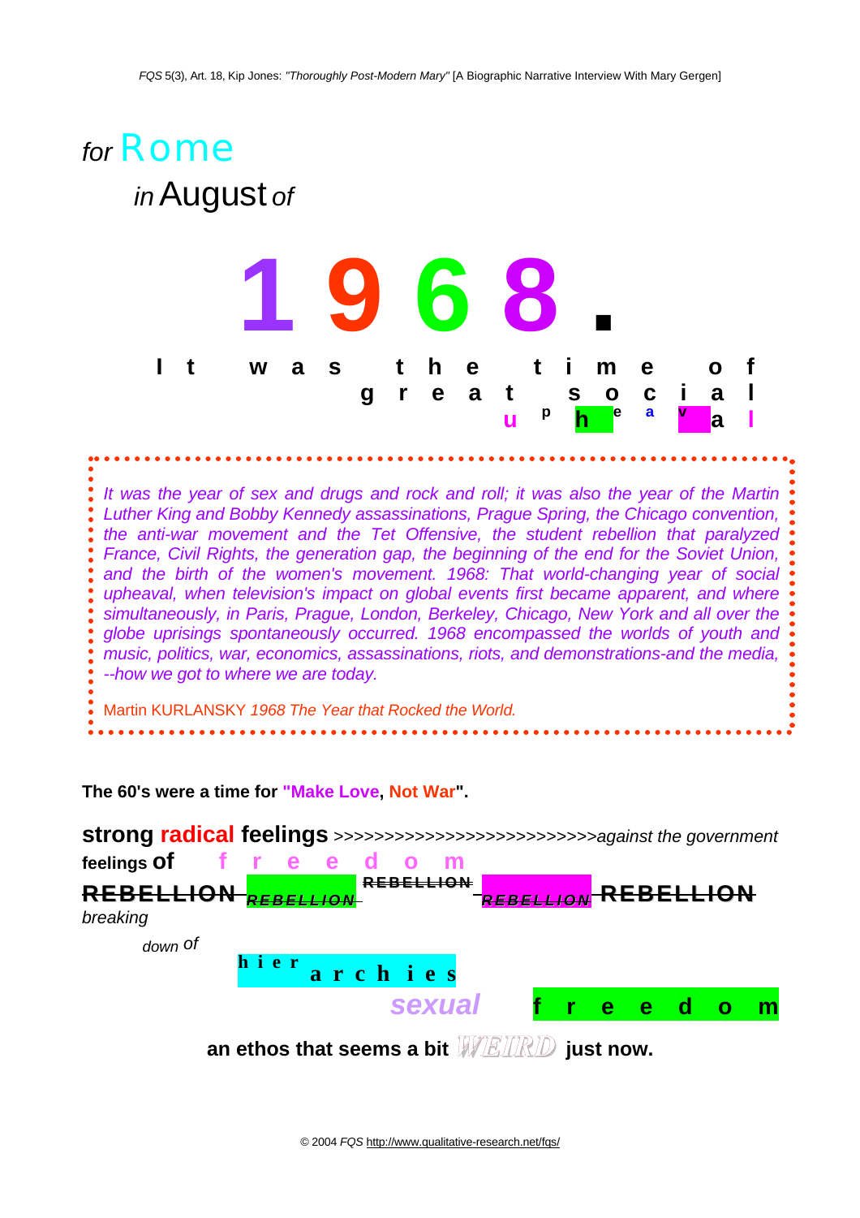for Rome

in August of

# 1968.

It was the time of great social upheaval

> *It was the year of sex and drugs and rock and roll; it was also the year of the Martin Luther King and Bobby Kennedy assassinations, Prague Spring, the Chicago convention, the anti-war movement and the Tet Offensive, the student rebellion that paralyzed France, Civil Rights, the generation gap, the beginning of the end for the Soviet Union, and the birth of the women's movement. 1968: That world-changing year of social upheaval, when television's impact on global events first became apparent, and where simultaneously, in Paris, Prague, London, Berkeley, Chicago, New York and all over the globe uprisings spontaneously occurred. 1968 encompassed the worlds of youth and music, politics, war, economics, assassinations, riots, and demonstrations-and the media, --how we got to where we are today.*
>
> Martin KURLANSKY *1968 The Year that Rocked the World.*

**The 60's were a time for "Make Love, Not War".**

**strong radical feelings** >>>>>>>>>>>>>>>>>>>>>>>>>>*against the government*

**feelings of** f r e e d o m

**REBELLION** *REBELLION* **REBELLION** *REBELLION* **REBELLION**

*breaking*

*down of*

**hier archies**

***sexual*** **f r e e d o m**

**an ethos that seems a bit WEIRD just now.**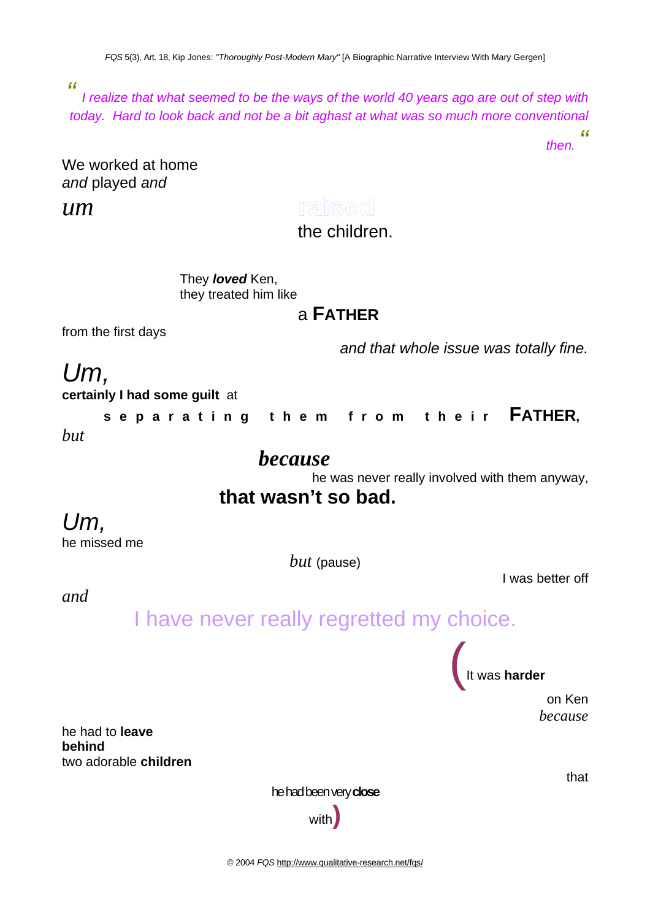*"I realize that what seemed to be the ways of the world 40 years ago are out of step with today. Hard to look back and not be a bit aghast at what was so much more conventional then."*

We worked at home
*and* played *and*

*um*

raised
the children.

They ***loved*** Ken,
they treated him like

a **FATHER**

from the first days

*and that whole issue was totally fine.*

*Um,*

**certainly I had some guilt** at

**s e p a r a t i n g t h e m f r o m t h e i r FATHER,**

*but*

***because***

he was never really involved with them anyway,

**that wasn't so bad.**

*Um,*

he missed me

*but* (pause)

I was better off

*and*

I have never really regretted my choice.

(It was **harder**

on Ken
*because*

he had to **leave**
**behind**
two adorable **children**

that

he had been very **close**

with)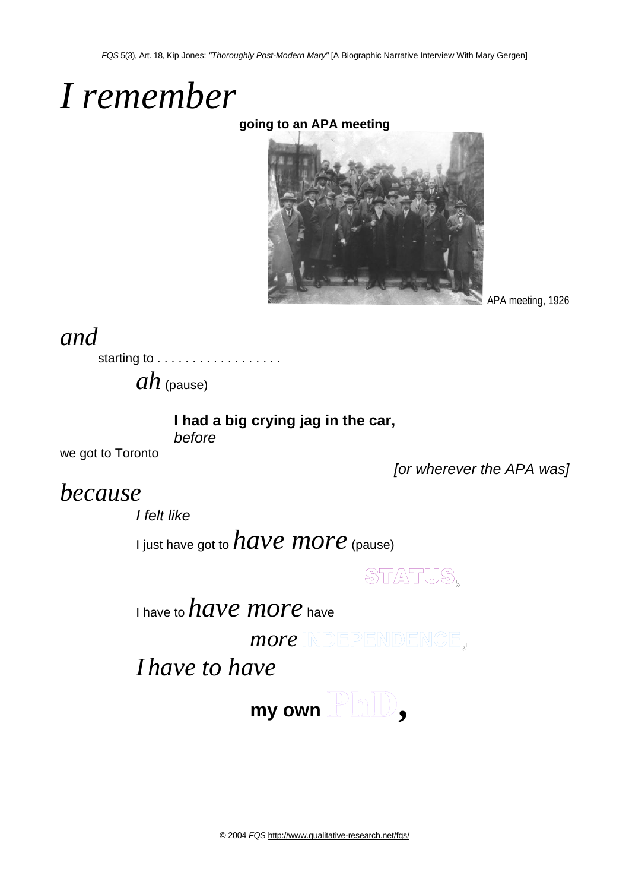# *I remember*

**going to an APA meeting**

APA meeting, 1926

*and*

starting to . . . . . . . . . . . . . . . . . .

*ah* (pause)

**I had a big crying jag in the car,**
*before*
we got to Toronto

*[or wherever the APA was]*

*because*

*I felt like*

I just have got to *have more* (pause)

STATUS,

I have to *have more* have

*more* INDEPENDENCE,

*I have to have*

**my own** PhD,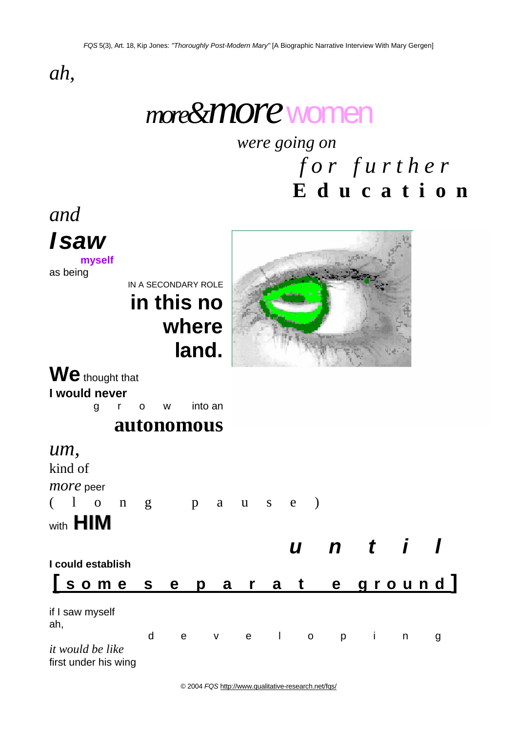*ah,*

more&*more* women

*were going on*

*for further*

**Education**

*and*

***I saw***

**myself**

as being

IN A SECONDARY ROLE

**in this no where land.**

**We** thought that

**I would never**

grow into an

**autonomous**

*um,*

kind of

*more* peer

( long pause )

with **HIM**

***until***

**I could establish**

**[some separate ground]**

if I saw myself

ah,

developing

*it would be like*

first under his wing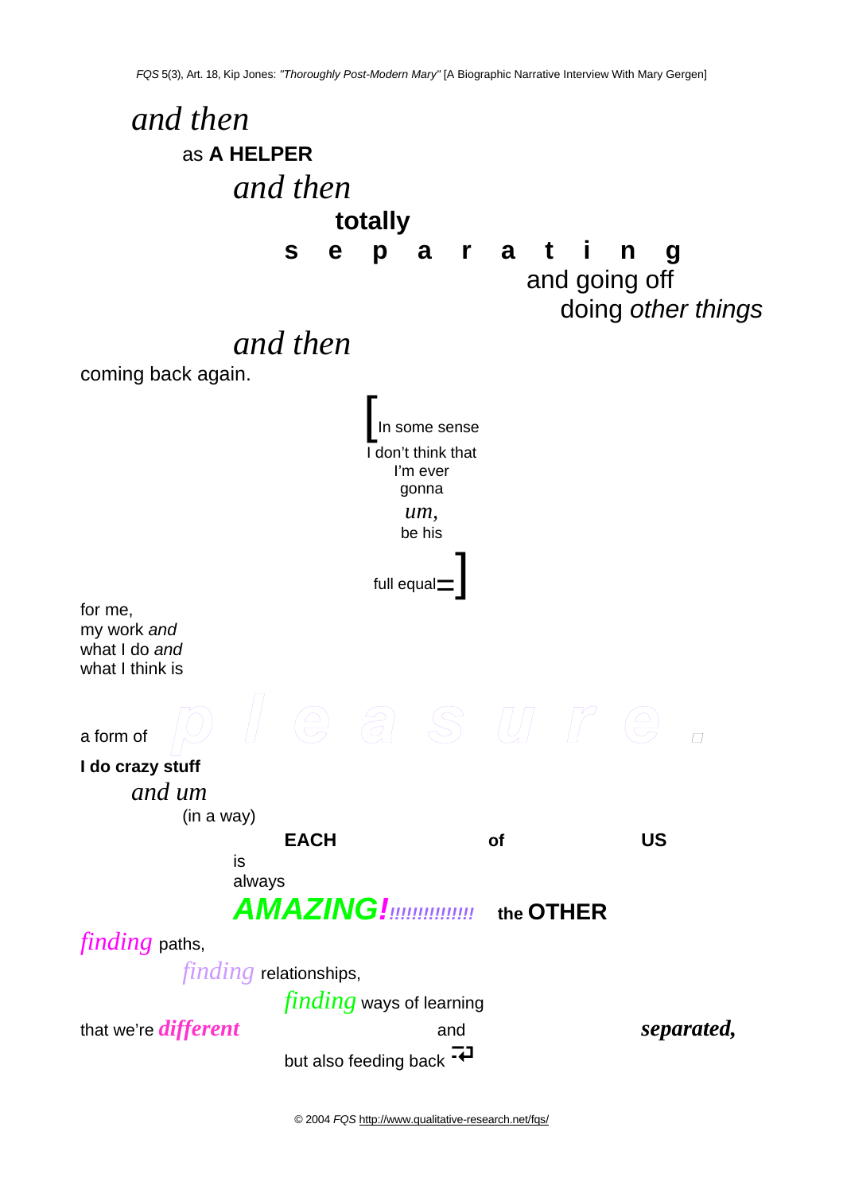*and then*

as **A HELPER**

*and then*

**totally**

**s e p a r a t i n g**

and going off

doing *other things*

*and then*

coming back again.

[In some sense
I don't think that
I'm ever
gonna
*um,*
be his

full equal=]

for me,
my work *and*
what I do *and*
what I think is

a form of p l e a s u r e .

**I do crazy stuff**

*and um*

(in a way)

**EACH** **of** **US**

is
always

***AMAZING!***!!!!!!!!!!!!!! **the OTHER**

*finding* paths,

*finding* relationships,

*finding* ways of learning

that we're ***different*** and ***separated,***

but also feeding back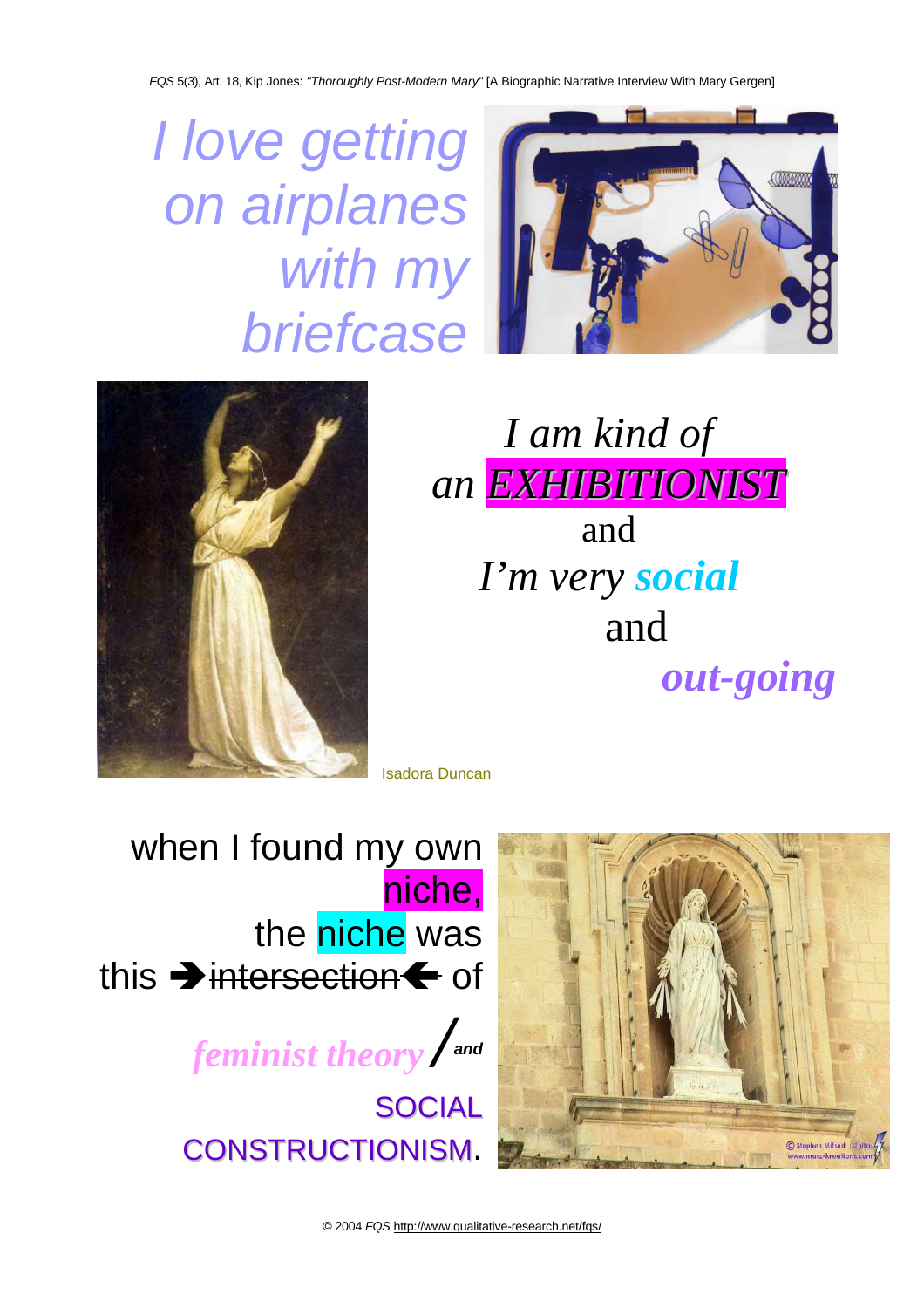*I love getting on airplanes with my briefcase*

*I am kind of an* ***EXHIBITIONIST***
and
*I'm very* ***social***
and
***out-going***

Isadora Duncan

when I found my own niche,
the niche was
this ➔ ~~intersection~~ ➔ of
***feminist theory*** / ***and***
SOCIAL CONSTRUCTIONISM.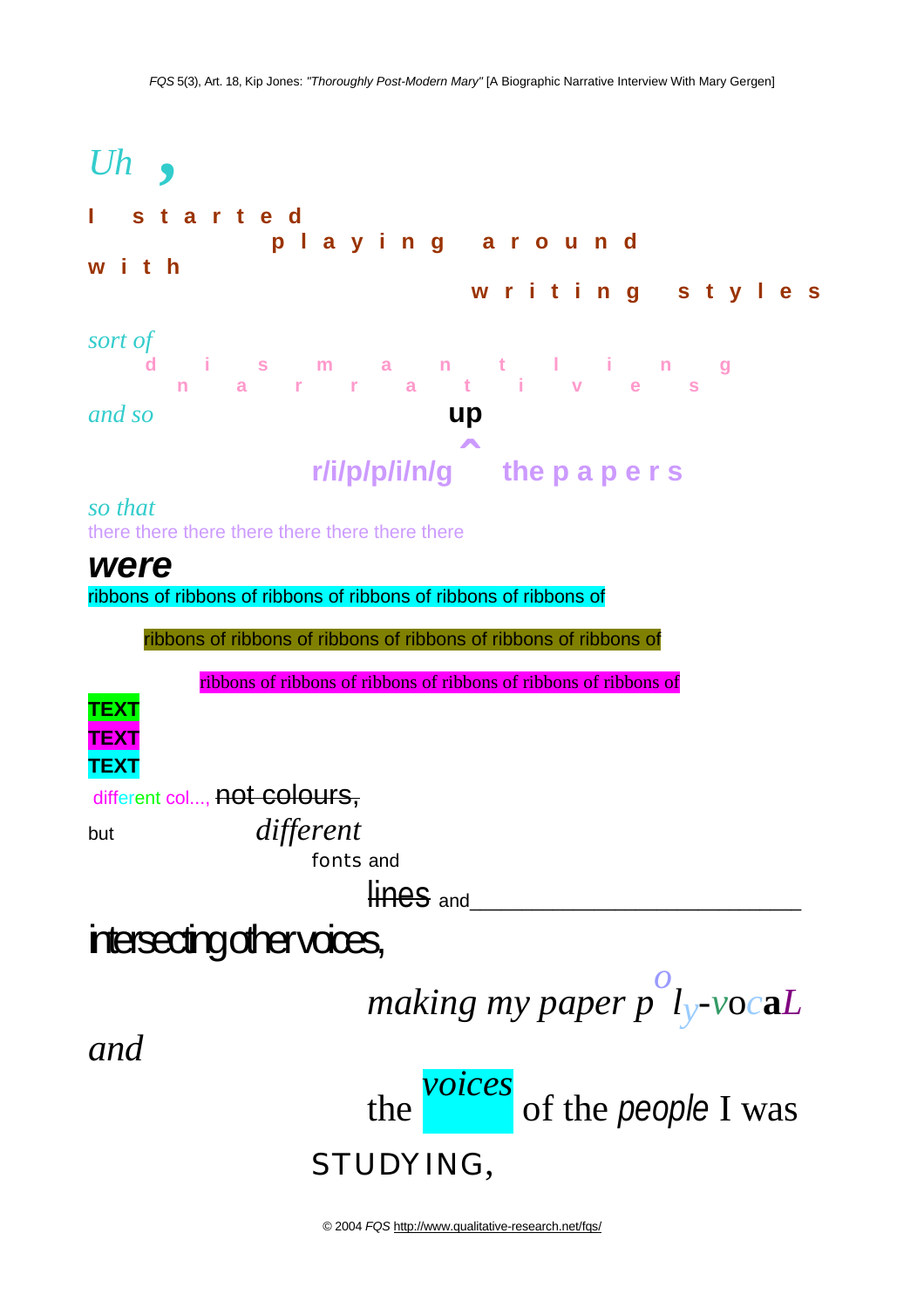*Uh* **,**

**I s t a r t e d**

**p l a y i n g a r o u n d**

**w i t h**

**w r i t i n g s t y l e s**

*sort of*

d i s m a n t l i n g

n a r r a t i v e s

*and so* **up**

^

**r/i/p/p/i/n/g** **the p a p e r s**

*so that*

there there there there there there there there

***were***

ribbons of ribbons of ribbons of ribbons of ribbons of ribbons of

ribbons of ribbons of ribbons of ribbons of ribbons of ribbons of

ribbons of ribbons of ribbons of ribbons of ribbons of ribbons of

**TEXT**
**TEXT**
**TEXT**

different col..., ~~not colours,~~

but *different*

fonts and

~~lines~~ and___________________________

intersecting other voices,

*making my paper* *p*$^{o}$*l*$_{y}$*-vocaL*

*and*

the *voices* of the *people* I was

STUDYING,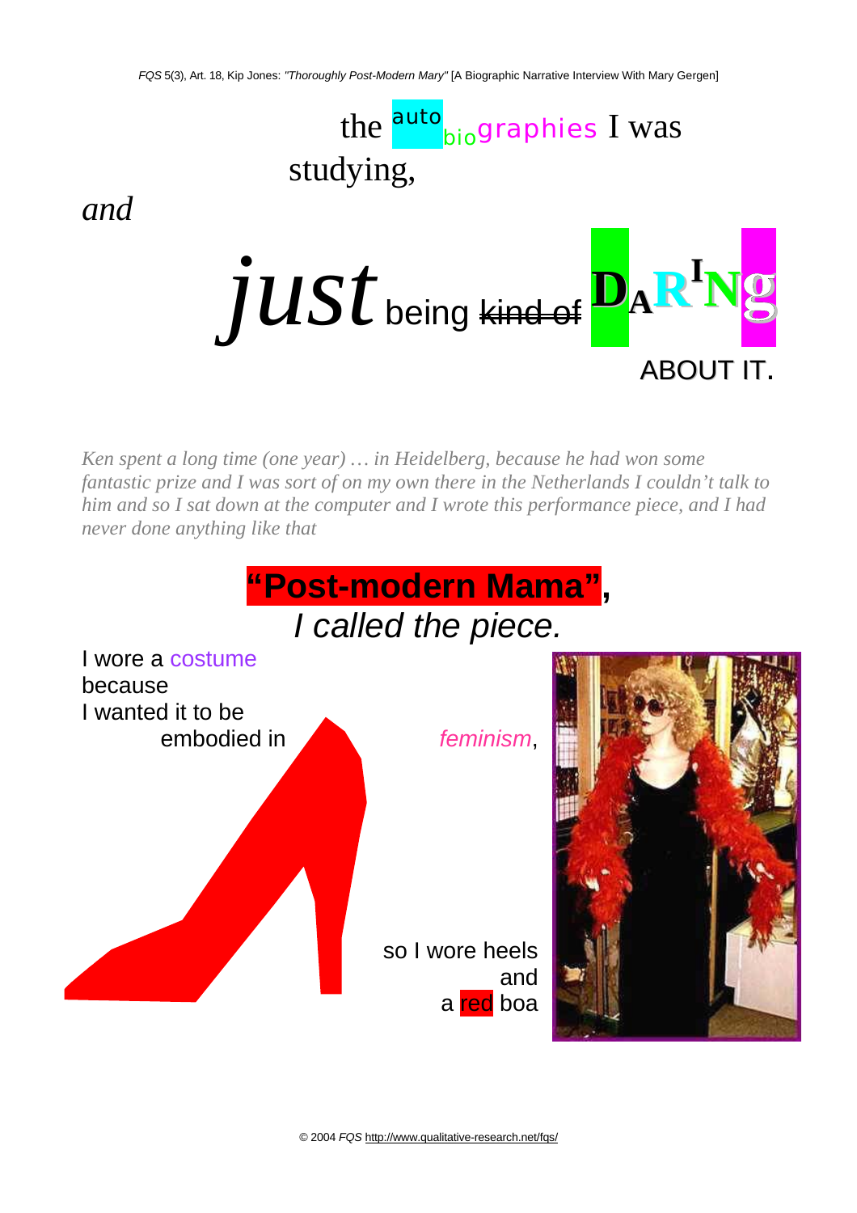the autobiographies I was studying,

*and*

*just* being ~~kind of~~ DARING ABOUT IT.

*Ken spent a long time (one year) … in Heidelberg, because he had won some fantastic prize and I was sort of on my own there in the Netherlands I couldn't talk to him and so I sat down at the computer and I wrote this performance piece, and I had never done anything like that*

**"Post-modern Mama"**,

*I called the piece.*

I wore a costume
because
I wanted it to be
embodied in *feminism*,

so I wore heels
and
a red boa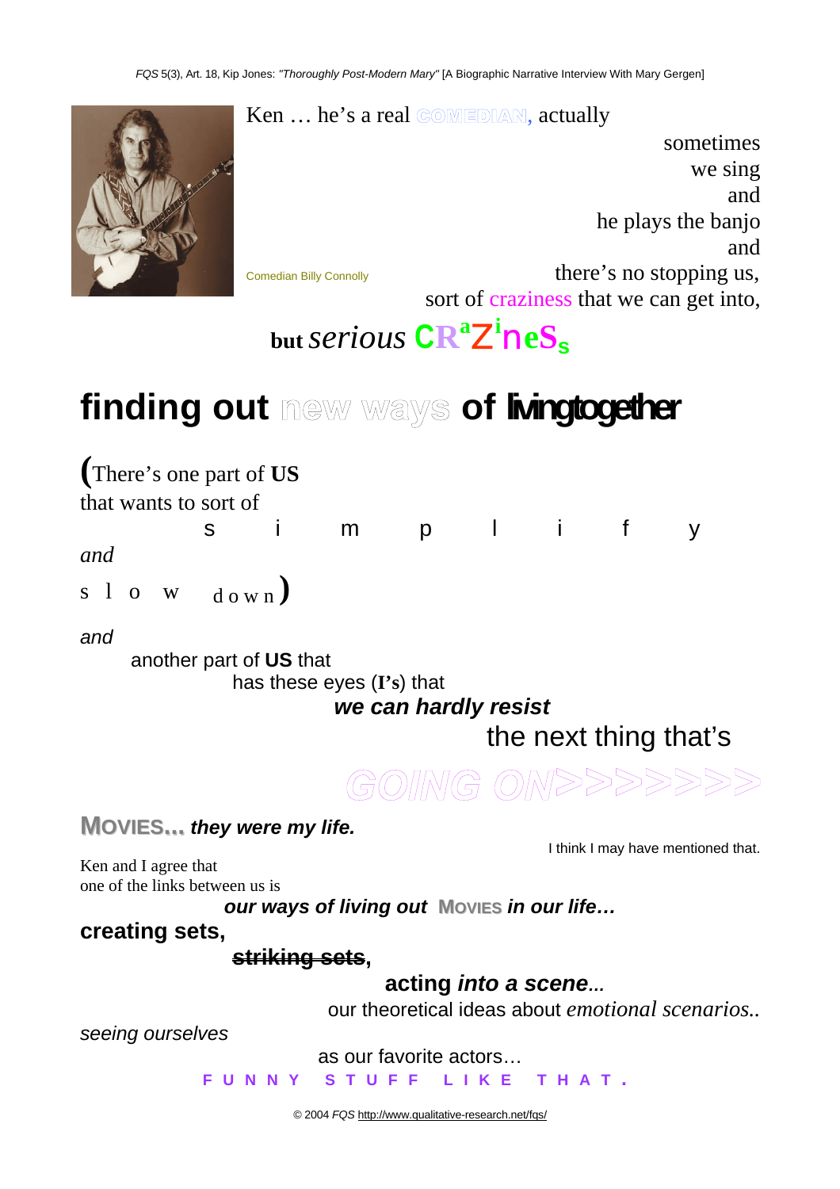Ken … he's a real COMEDIAN, actually

sometimes
we sing
and
he plays the banjo
and
there's no stopping us,
sort of craziness that we can get into,

Comedian Billy Connolly

**but** *serious* **CRaZineSs**

# finding out new ways of livingtogether

(There's one part of **US**
that wants to sort of
s i m p l i f y
*and*
s l o w d o w n)

*and*
another part of **US** that
has these eyes (**I's**) that
***we can hardly resist***
the next thing that's

*GOING ON>>>>>>>>*

**MOVIES…** ***they were my life.***

I think I may have mentioned that.

Ken and I agree that
one of the links between us is
***our ways of living out* MOVIES *in our life…***

**creating sets,**

~~**striking sets**~~**,**

**acting *into a scene…***

our theoretical ideas about *emotional scenarios..*

*seeing ourselves*

as our favorite actors…

**F U N N Y S T U F F L I K E T H A T .**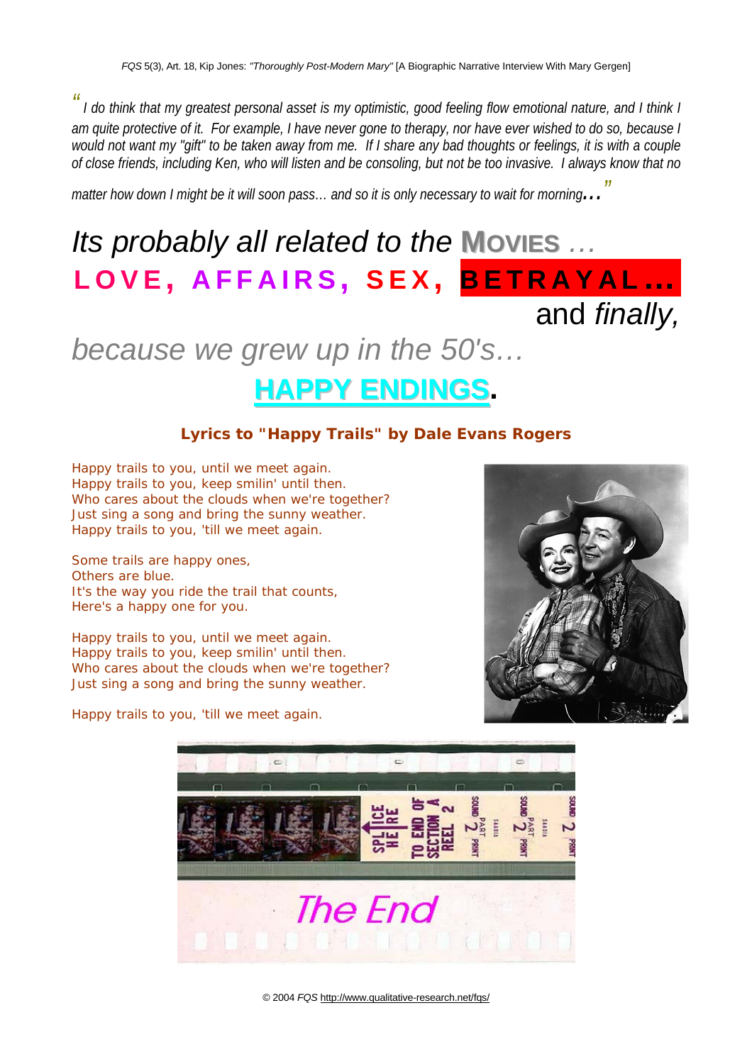*"I do think that my greatest personal asset is my optimistic, good feeling flow emotional nature, and I think I am quite protective of it. For example, I have never gone to therapy, nor have ever wished to do so, because I would not want my "gift" to be taken away from me. If I share any bad thoughts or feelings, it is with a couple of close friends, including Ken, who will listen and be consoling, but not be too invasive. I always know that no matter how down I might be it will soon pass… and so it is only necessary to wait for morning…"*

# *Its probably all related to the* MOVIES …

# LOVE, AFFAIRS, SEX, BETRAYAL…

# and *finally,*

# *because we grew up in the 50's…*

# HAPPY ENDINGS.

### Lyrics to "Happy Trails" by Dale Evans Rogers

Happy trails to you, until we meet again.
Happy trails to you, keep smilin' until then.
Who cares about the clouds when we're together?
Just sing a song and bring the sunny weather.
Happy trails to you, 'till we meet again.

Some trails are happy ones,
Others are blue.
It's the way you ride the trail that counts,
Here's a happy one for you.

Happy trails to you, until we meet again.
Happy trails to you, keep smilin' until then.
Who cares about the clouds when we're together?
Just sing a song and bring the sunny weather.

Happy trails to you, 'till we meet again.

*The End*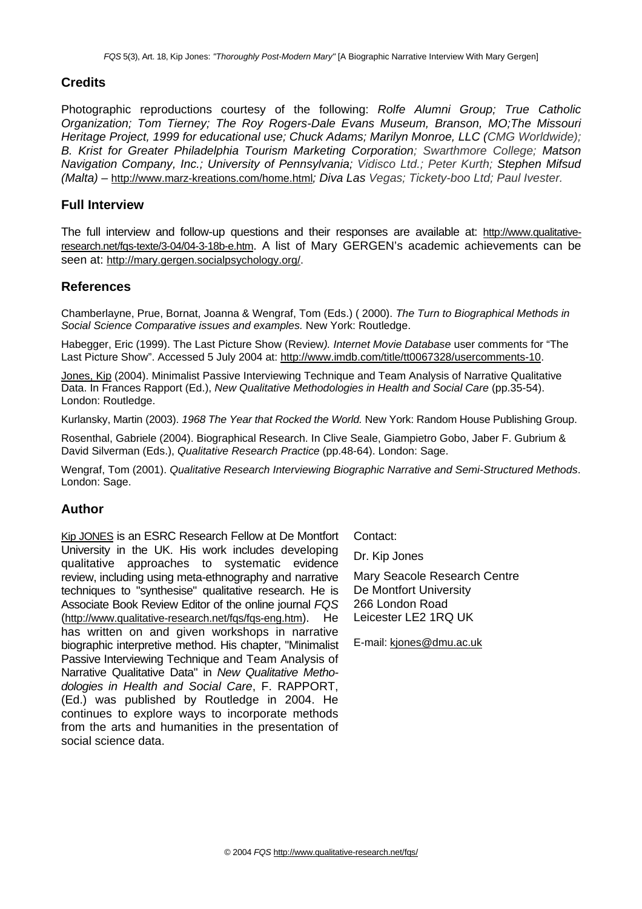## Credits

Photographic reproductions courtesy of the following: *Rolfe Alumni Group; True Catholic Organization; Tom Tierney; The Roy Rogers-Dale Evans Museum, Branson, MO;The Missouri Heritage Project, 1999 for educational use; Chuck Adams; Marilyn Monroe, LLC (CMG Worldwide); B. Krist for Greater Philadelphia Tourism Marketing Corporation; Swarthmore College; Matson Navigation Company, Inc.; University of Pennsylvania; Vidisco Ltd.; Peter Kurth; Stephen Mifsud (Malta)* – http://www.marz-kreations.com/home.html*; Diva Las Vegas; Tickety-boo Ltd; Paul Ivester.*

## Full Interview

The full interview and follow-up questions and their responses are available at: http://www.qualitative-research.net/fqs-texte/3-04/04-3-18b-e.htm. A list of Mary GERGEN's academic achievements can be seen at: http://mary.gergen.socialpsychology.org/.

## References

Chamberlayne, Prue, Bornat, Joanna & Wengraf, Tom (Eds.) ( 2000). *The Turn to Biographical Methods in Social Science Comparative issues and examples.* New York: Routledge.

Habegger, Eric (1999). The Last Picture Show (Review*). Internet Movie Database* user comments for "The Last Picture Show". Accessed 5 July 2004 at: http://www.imdb.com/title/tt0067328/usercomments-10.

Jones, Kip (2004). Minimalist Passive Interviewing Technique and Team Analysis of Narrative Qualitative Data. In Frances Rapport (Ed.), *New Qualitative Methodologies in Health and Social Care* (pp.35-54). London: Routledge.

Kurlansky, Martin (2003). *1968 The Year that Rocked the World.* New York: Random House Publishing Group.

Rosenthal, Gabriele (2004). Biographical Research. In Clive Seale, Giampietro Gobo, Jaber F. Gubrium & David Silverman (Eds.), *Qualitative Research Practice* (pp.48-64). London: Sage.

Wengraf, Tom (2001). *Qualitative Research Interviewing Biographic Narrative and Semi-Structured Methods*. London: Sage.

## Author

Kip JONES is an ESRC Research Fellow at De Montfort University in the UK. His work includes developing qualitative approaches to systematic evidence review, including using meta-ethnography and narrative techniques to "synthesise" qualitative research. He is Associate Book Review Editor of the online journal *FQS* (http://www.qualitative-research.net/fqs/fqs-eng.htm). He has written on and given workshops in narrative biographic interpretive method. His chapter, "Minimalist Passive Interviewing Technique and Team Analysis of Narrative Qualitative Data" in *New Qualitative Methodologies in Health and Social Care*, F. RAPPORT, (Ed.) was published by Routledge in 2004. He continues to explore ways to incorporate methods from the arts and humanities in the presentation of social science data.

Contact:

Dr. Kip Jones

Mary Seacole Research Centre
De Montfort University
266 London Road
Leicester LE2 1RQ UK

E-mail: kjones@dmu.ac.uk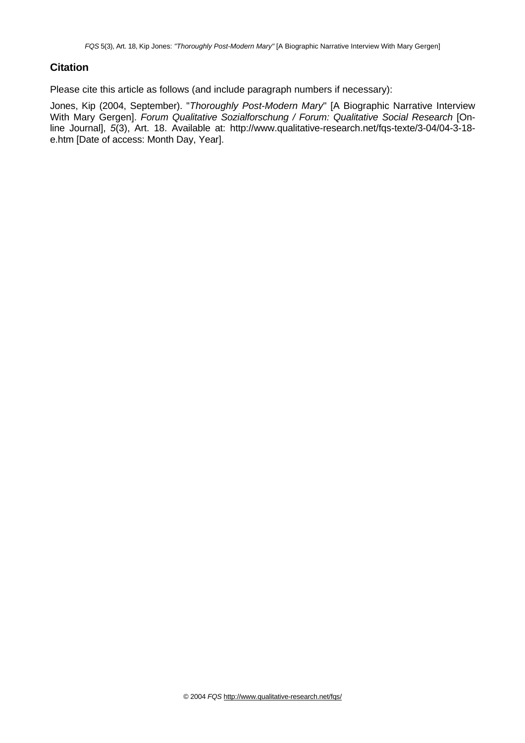## Citation

Please cite this article as follows (and include paragraph numbers if necessary):

Jones, Kip (2004, September). "*Thoroughly Post-Modern Mary*" [A Biographic Narrative Interview With Mary Gergen]. *Forum Qualitative Sozialforschung / Forum: Qualitative Social Research* [On-line Journal], *5*(3), Art. 18. Available at: http://www.qualitative-research.net/fqs-texte/3-04/04-3-18-e.htm [Date of access: Month Day, Year].